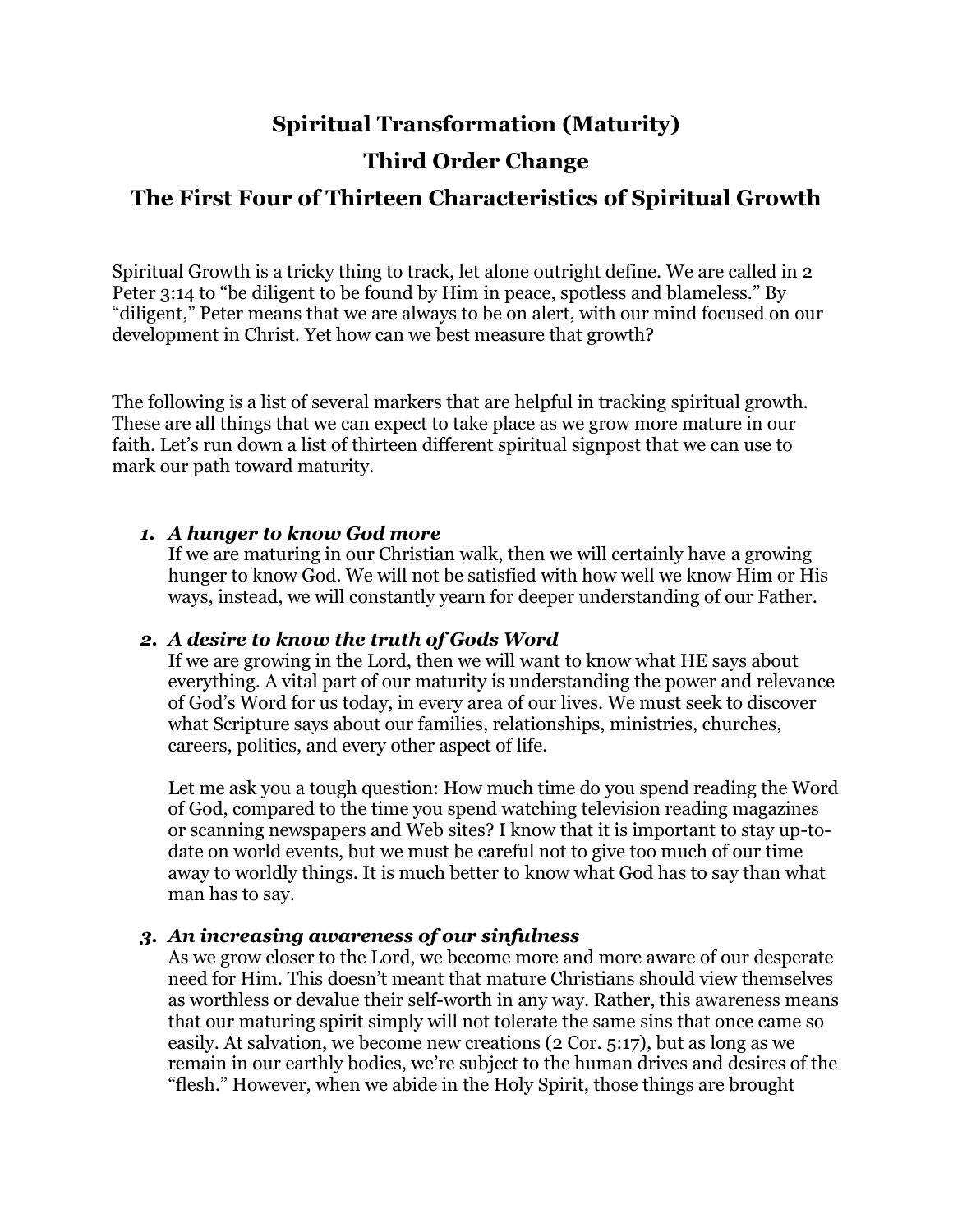# Spiritual Transformation (Maturity)

## Third Order Change

## The First Four of Thirteen Characteristics of Spiritual Growth

Spiritual Growth is a tricky thing to track, let alone outright define. We are called in 2 Peter 3:14 to "be diligent to be found by Him in peace, spotless and blameless." By "diligent," Peter means that we are always to be on alert, with our mind focused on our development in Christ. Yet how can we best measure that growth?

The following is a list of several markers that are helpful in tracking spiritual growth. These are all things that we can expect to take place as we grow more mature in our faith. Let's run down a list of thirteen different spiritual signpost that we can use to mark our path toward maturity.

1. ***A hunger to know God more***
   If we are maturing in our Christian walk, then we will certainly have a growing hunger to know God. We will not be satisfied with how well we know Him or His ways, instead, we will constantly yearn for deeper understanding of our Father.

2. ***A desire to know the truth of Gods Word***
   If we are growing in the Lord, then we will want to know what HE says about everything. A vital part of our maturity is understanding the power and relevance of God's Word for us today, in every area of our lives. We must seek to discover what Scripture says about our families, relationships, ministries, churches, careers, politics, and every other aspect of life.

   Let me ask you a tough question: How much time do you spend reading the Word of God, compared to the time you spend watching television reading magazines or scanning newspapers and Web sites? I know that it is important to stay up-to-date on world events, but we must be careful not to give too much of our time away to worldly things. It is much better to know what God has to say than what man has to say.

3. ***An increasing awareness of our sinfulness***
   As we grow closer to the Lord, we become more and more aware of our desperate need for Him. This doesn't meant that mature Christians should view themselves as worthless or devalue their self-worth in any way. Rather, this awareness means that our maturing spirit simply will not tolerate the same sins that once came so easily. At salvation, we become new creations (2 Cor. 5:17), but as long as we remain in our earthly bodies, we're subject to the human drives and desires of the "flesh." However, when we abide in the Holy Spirit, those things are brought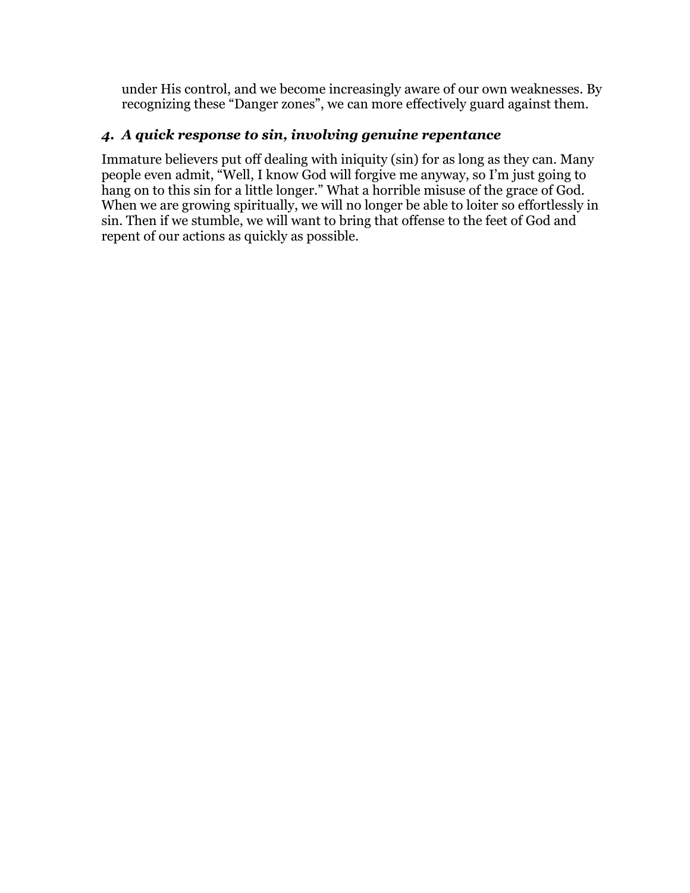under His control, and we become increasingly aware of our own weaknesses. By recognizing these "Danger zones", we can more effectively guard against them.

#### *4. A quick response to sin, involving genuine repentance*

Immature believers put off dealing with iniquity (sin) for as long as they can. Many people even admit, "Well, I know God will forgive me anyway, so I'm just going to hang on to this sin for a little longer." What a horrible misuse of the grace of God. When we are growing spiritually, we will no longer be able to loiter so effortlessly in sin. Then if we stumble, we will want to bring that offense to the feet of God and repent of our actions as quickly as possible.